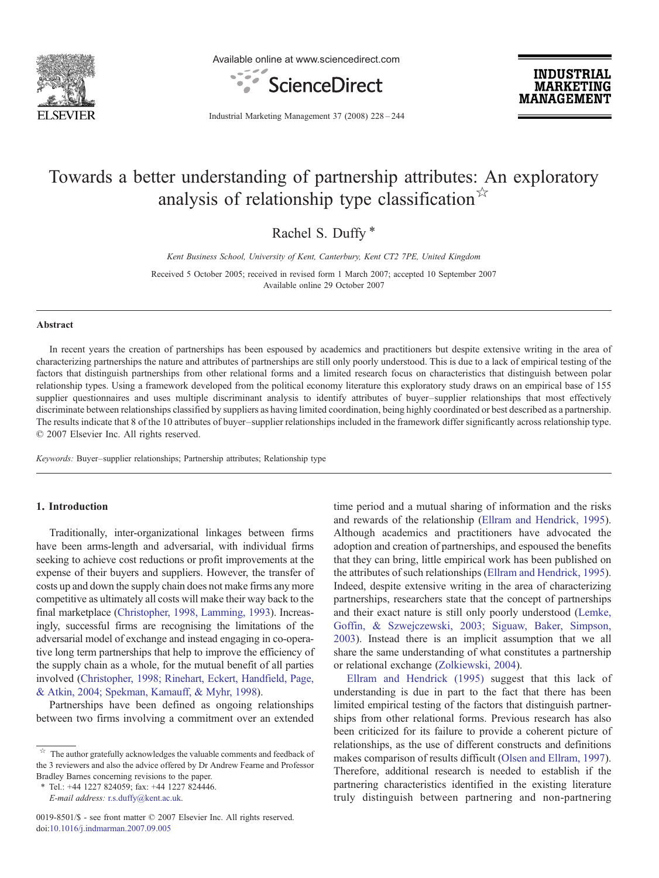# Towards a better understanding of partnership attributes: An exploratory analysis of relationship type classification ☆

Rachel S. Duffy *

*Kent Business School, University of Kent, Canterbury, Kent CT2 7PE, United Kingdom*

Received 5 October 2005; received in revised form 1 March 2007; accepted 10 September 2007
Available online 29 October 2007

## Abstract

In recent years the creation of partnerships has been espoused by academics and practitioners but despite extensive writing in the area of characterizing partnerships the nature and attributes of partnerships are still only poorly understood. This is due to a lack of empirical testing of the factors that distinguish partnerships from other relational forms and a limited research focus on characteristics that distinguish between polar relationship types. Using a framework developed from the political economy literature this exploratory study draws on an empirical base of 155 supplier questionnaires and uses multiple discriminant analysis to identify attributes of buyer–supplier relationships that most effectively discriminate between relationships classified by suppliers as having limited coordination, being highly coordinated or best described as a partnership. The results indicate that 8 of the 10 attributes of buyer–supplier relationships included in the framework differ significantly across relationship type.
© 2007 Elsevier Inc. All rights reserved.

*Keywords:* Buyer–supplier relationships; Partnership attributes; Relationship type

## 1. Introduction

Traditionally, inter-organizational linkages between firms have been arms-length and adversarial, with individual firms seeking to achieve cost reductions or profit improvements at the expense of their buyers and suppliers. However, the transfer of costs up and down the supply chain does not make firms any more competitive as ultimately all costs will make their way back to the final marketplace (Christopher, 1998, Lamming, 1993). Increasingly, successful firms are recognising the limitations of the adversarial model of exchange and instead engaging in co-operative long term partnerships that help to improve the efficiency of the supply chain as a whole, for the mutual benefit of all parties involved (Christopher, 1998; Rinehart, Eckert, Handfield, Page, & Atkin, 2004; Spekman, Kamauff, & Myhr, 1998).

Partnerships have been defined as ongoing relationships between two firms involving a commitment over an extended time period and a mutual sharing of information and the risks and rewards of the relationship (Ellram and Hendrick, 1995). Although academics and practitioners have advocated the adoption and creation of partnerships, and espoused the benefits that they can bring, little empirical work has been published on the attributes of such relationships (Ellram and Hendrick, 1995). Indeed, despite extensive writing in the area of characterizing partnerships, researchers state that the concept of partnerships and their exact nature is still only poorly understood (Lemke, Goffin, & Szwejczewski, 2003; Siguaw, Baker, Simpson, 2003). Instead there is an implicit assumption that we all share the same understanding of what constitutes a partnership or relational exchange (Zolkiewski, 2004).

Ellram and Hendrick (1995) suggest that this lack of understanding is due in part to the fact that there has been limited empirical testing of the factors that distinguish partnerships from other relational forms. Previous research has also been criticized for its failure to provide a coherent picture of relationships, as the use of different constructs and definitions makes comparison of results difficult (Olsen and Ellram, 1997). Therefore, additional research is needed to establish if the partnering characteristics identified in the existing literature truly distinguish between partnering and non-partnering

☆ The author gratefully acknowledges the valuable comments and feedback of the 3 reviewers and also the advice offered by Dr Andrew Fearne and Professor Bradley Barnes concerning revisions to the paper.

\* Tel.: +44 1227 824059; fax: +44 1227 824446.
*E-mail address:* r.s.duffy@kent.ac.uk.

0019-8501/$ - see front matter © 2007 Elsevier Inc. All rights reserved.
doi:10.1016/j.indmarman.2007.09.005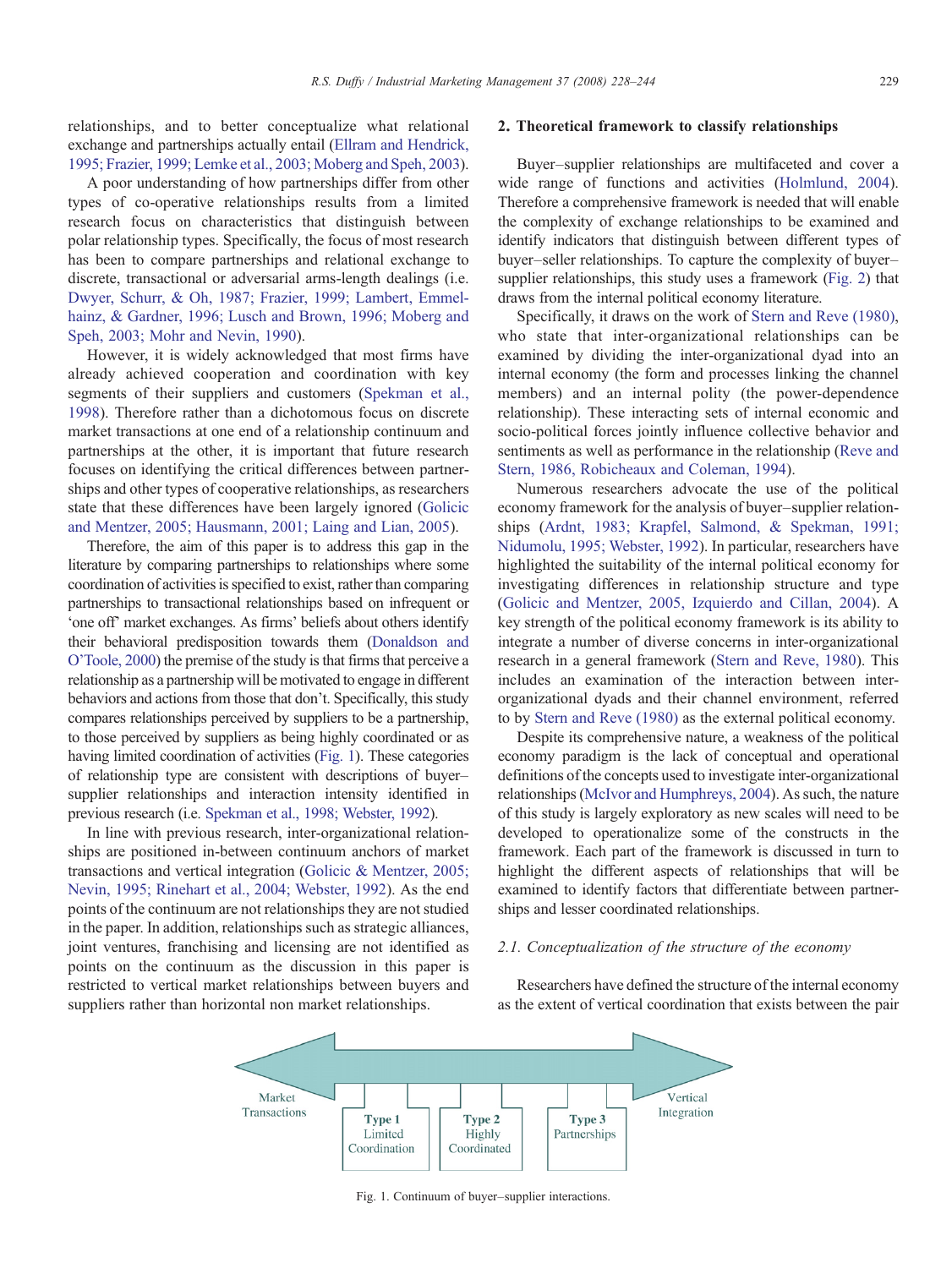relationships, and to better conceptualize what relational exchange and partnerships actually entail (Ellram and Hendrick, 1995; Frazier, 1999; Lemke et al., 2003; Moberg and Speh, 2003).

A poor understanding of how partnerships differ from other types of co-operative relationships results from a limited research focus on characteristics that distinguish between polar relationship types. Specifically, the focus of most research has been to compare partnerships and relational exchange to discrete, transactional or adversarial arms-length dealings (i.e. Dwyer, Schurr, & Oh, 1987; Frazier, 1999; Lambert, Emmelhainz, & Gardner, 1996; Lusch and Brown, 1996; Moberg and Speh, 2003; Mohr and Nevin, 1990).

However, it is widely acknowledged that most firms have already achieved cooperation and coordination with key segments of their suppliers and customers (Spekman et al., 1998). Therefore rather than a dichotomous focus on discrete market transactions at one end of a relationship continuum and partnerships at the other, it is important that future research focuses on identifying the critical differences between partnerships and other types of cooperative relationships, as researchers state that these differences have been largely ignored (Golicic and Mentzer, 2005; Hausmann, 2001; Laing and Lian, 2005).

Therefore, the aim of this paper is to address this gap in the literature by comparing partnerships to relationships where some coordination of activities is specified to exist, rather than comparing partnerships to transactional relationships based on infrequent or 'one off' market exchanges. As firms' beliefs about others identify their behavioral predisposition towards them (Donaldson and O'Toole, 2000) the premise of the study is that firms that perceive a relationship as a partnership will be motivated to engage in different behaviors and actions from those that don't. Specifically, this study compares relationships perceived by suppliers to be a partnership, to those perceived by suppliers as being highly coordinated or as having limited coordination of activities (Fig. 1). These categories of relationship type are consistent with descriptions of buyer–supplier relationships and interaction intensity identified in previous research (i.e. Spekman et al., 1998; Webster, 1992).

In line with previous research, inter-organizational relationships are positioned in-between continuum anchors of market transactions and vertical integration (Golicic & Mentzer, 2005; Nevin, 1995; Rinehart et al., 2004; Webster, 1992). As the end points of the continuum are not relationships they are not studied in the paper. In addition, relationships such as strategic alliances, joint ventures, franchising and licensing are not identified as points on the continuum as the discussion in this paper is restricted to vertical market relationships between buyers and suppliers rather than horizontal non market relationships.

## 2. Theoretical framework to classify relationships

Buyer–supplier relationships are multifaceted and cover a wide range of functions and activities (Holmlund, 2004). Therefore a comprehensive framework is needed that will enable the complexity of exchange relationships to be examined and identify indicators that distinguish between different types of buyer–seller relationships. To capture the complexity of buyer–supplier relationships, this study uses a framework (Fig. 2) that draws from the internal political economy literature.

Specifically, it draws on the work of Stern and Reve (1980), who state that inter-organizational relationships can be examined by dividing the inter-organizational dyad into an internal economy (the form and processes linking the channel members) and an internal polity (the power-dependence relationship). These interacting sets of internal economic and socio-political forces jointly influence collective behavior and sentiments as well as performance in the relationship (Reve and Stern, 1986, Robicheaux and Coleman, 1994).

Numerous researchers advocate the use of the political economy framework for the analysis of buyer–supplier relationships (Ardnt, 1983; Krapfel, Salmond, & Spekman, 1991; Nidumolu, 1995; Webster, 1992). In particular, researchers have highlighted the suitability of the internal political economy for investigating differences in relationship structure and type (Golicic and Mentzer, 2005, Izquierdo and Cillan, 2004). A key strength of the political economy framework is its ability to integrate a number of diverse concerns in inter-organizational research in a general framework (Stern and Reve, 1980). This includes an examination of the interaction between inter-organizational dyads and their channel environment, referred to by Stern and Reve (1980) as the external political economy.

Despite its comprehensive nature, a weakness of the political economy paradigm is the lack of conceptual and operational definitions of the concepts used to investigate inter-organizational relationships (McIvor and Humphreys, 2004). As such, the nature of this study is largely exploratory as new scales will need to be developed to operationalize some of the constructs in the framework. Each part of the framework is discussed in turn to highlight the different aspects of relationships that will be examined to identify factors that differentiate between partnerships and lesser coordinated relationships.

### 2.1. Conceptualization of the structure of the economy

Researchers have defined the structure of the internal economy as the extent of vertical coordination that exists between the pair

Market Transactions | **Type 1** Limited Coordination | **Type 2** Highly Coordinated | **Type 3** Partnerships | Vertical Integration

Fig. 1. Continuum of buyer–supplier interactions.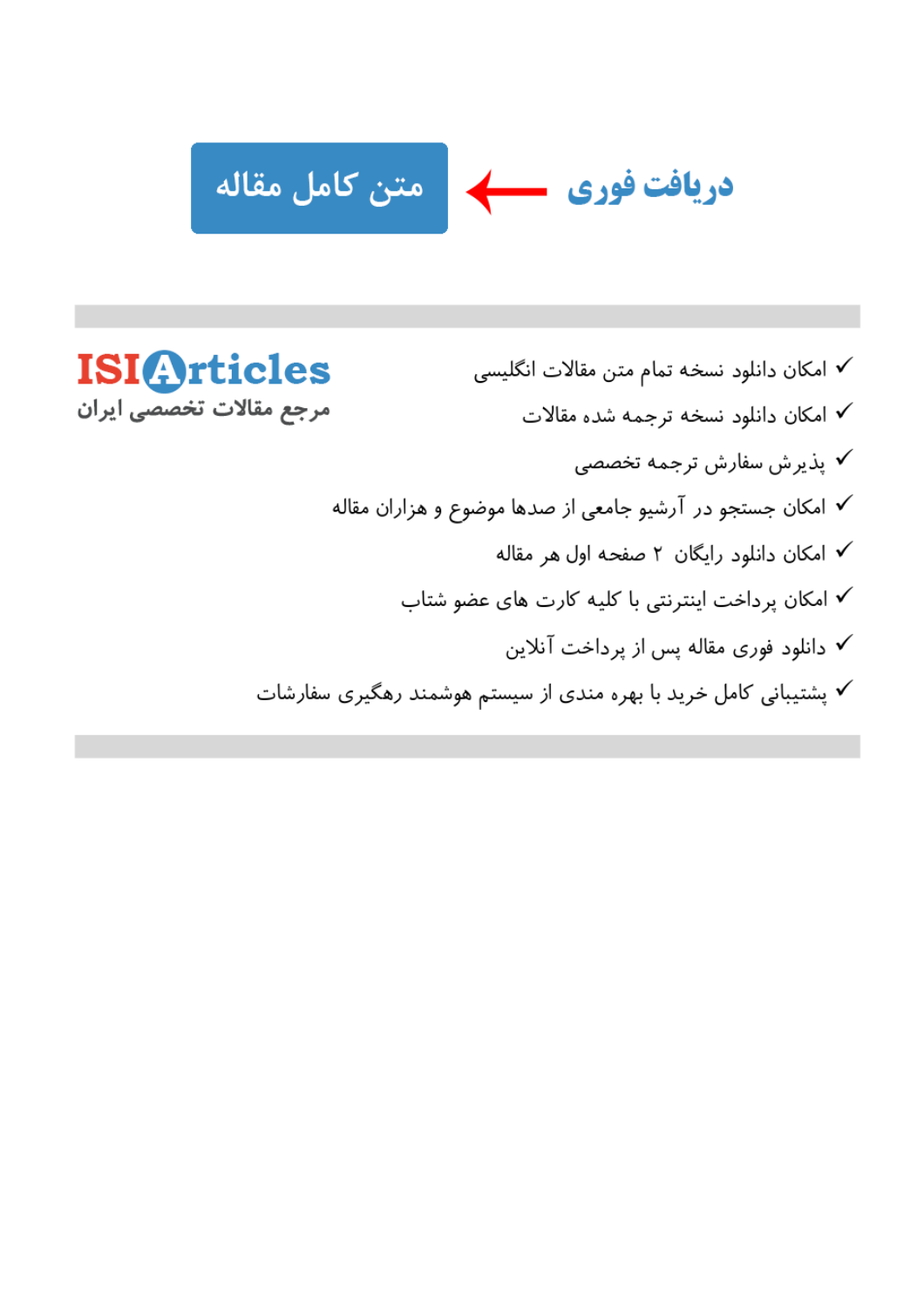دریافت فوری ← **متن کامل مقاله**

**ISIArticles**
مرجع مقالات تخصصی ایران

- ✓ امکان دانلود نسخه تمام متن مقالات انگلیسی
- ✓ امکان دانلود نسخه ترجمه شده مقالات
- ✓ پذیرش سفارش ترجمه تخصصی
- ✓ امکان جستجو در آرشیو جامعی از صدها موضوع و هزاران مقاله
- ✓ امکان دانلود رایگان ۲ صفحه اول هر مقاله
- ✓ امکان پرداخت اینترنتی با کلیه کارت های عضو شتاب
- ✓ دانلود فوری مقاله پس از پرداخت آنلاین
- ✓ پشتیبانی کامل خرید با بهره مندی از سیستم هوشمند رهگیری سفارشات